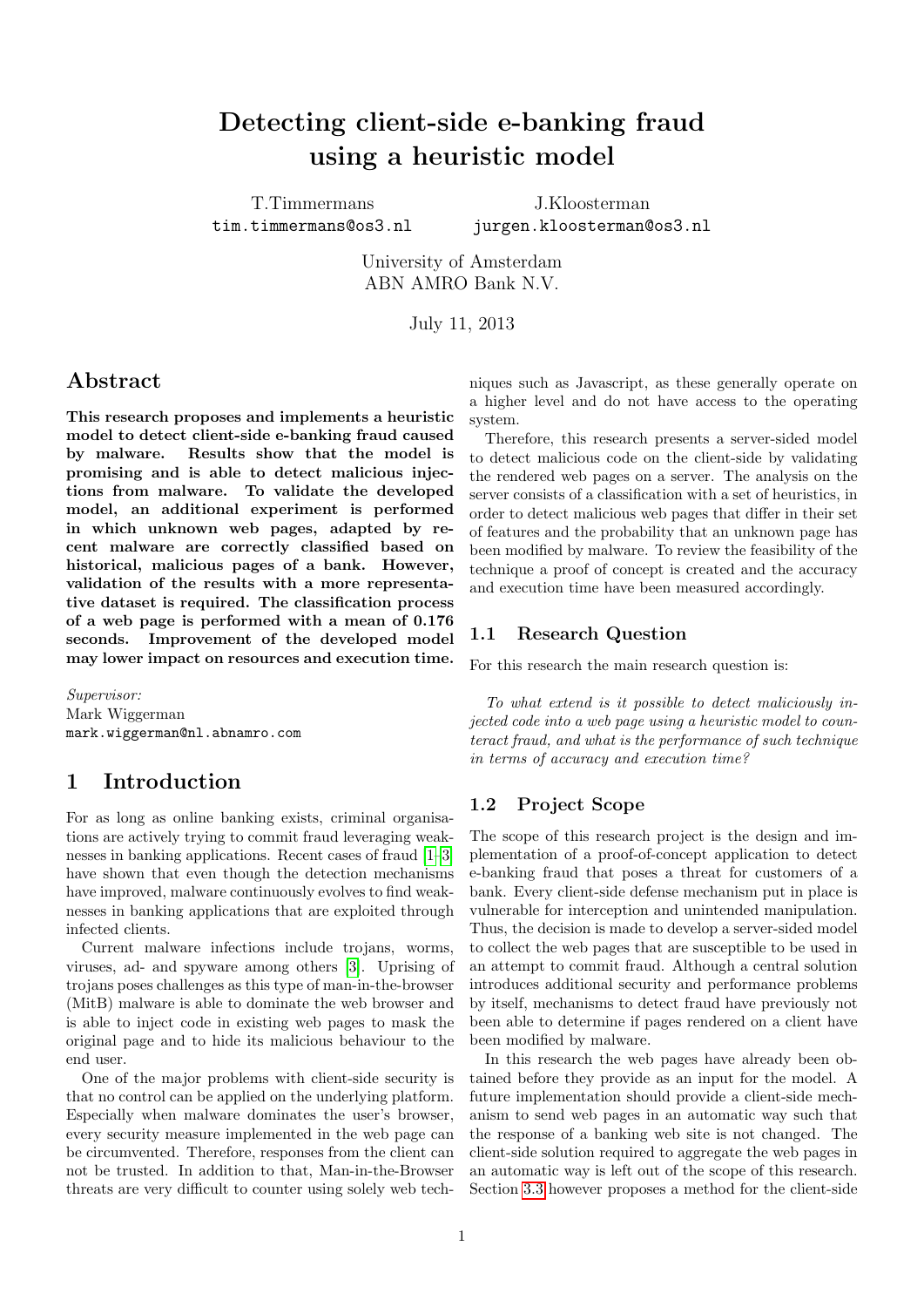# Detecting client-side e-banking fraud using a heuristic model

T.Timmermans
tim.timmermans@os3.nl

J.Kloosterman
jurgen.kloosterman@os3.nl

University of Amsterdam
ABN AMRO Bank N.V.

July 11, 2013

## Abstract

**This research proposes and implements a heuristic model to detect client-side e-banking fraud caused by malware. Results show that the model is promising and is able to detect malicious injections from malware. To validate the developed model, an additional experiment is performed in which unknown web pages, adapted by recent malware are correctly classified based on historical, malicious pages of a bank. However, validation of the results with a more representative dataset is required. The classification process of a web page is performed with a mean of 0.176 seconds. Improvement of the developed model may lower impact on resources and execution time.**

*Supervisor:*
Mark Wiggerman
mark.wiggerman@nl.abnamro.com

## 1 Introduction

For as long as online banking exists, criminal organisations are actively trying to commit fraud leveraging weaknesses in banking applications. Recent cases of fraud [1–3] have shown that even though the detection mechanisms have improved, malware continuously evolves to find weaknesses in banking applications that are exploited through infected clients.

Current malware infections include trojans, worms, viruses, ad- and spyware among others [3]. Uprising of trojans poses challenges as this type of man-in-the-browser (MitB) malware is able to dominate the web browser and is able to inject code in existing web pages to mask the original page and to hide its malicious behaviour to the end user.

One of the major problems with client-side security is that no control can be applied on the underlying platform. Especially when malware dominates the user's browser, every security measure implemented in the web page can be circumvented. Therefore, responses from the client can not be trusted. In addition to that, Man-in-the-Browser threats are very difficult to counter using solely web techniques such as Javascript, as these generally operate on a higher level and do not have access to the operating system.

Therefore, this research presents a server-sided model to detect malicious code on the client-side by validating the rendered web pages on a server. The analysis on the server consists of a classification with a set of heuristics, in order to detect malicious web pages that differ in their set of features and the probability that an unknown page has been modified by malware. To review the feasibility of the technique a proof of concept is created and the accuracy and execution time have been measured accordingly.

### 1.1 Research Question

For this research the main research question is:

*To what extend is it possible to detect maliciously injected code into a web page using a heuristic model to counteract fraud, and what is the performance of such technique in terms of accuracy and execution time?*

### 1.2 Project Scope

The scope of this research project is the design and implementation of a proof-of-concept application to detect e-banking fraud that poses a threat for customers of a bank. Every client-side defense mechanism put in place is vulnerable for interception and unintended manipulation. Thus, the decision is made to develop a server-sided model to collect the web pages that are susceptible to be used in an attempt to commit fraud. Although a central solution introduces additional security and performance problems by itself, mechanisms to detect fraud have previously not been able to determine if pages rendered on a client have been modified by malware.

In this research the web pages have already been obtained before they provide as an input for the model. A future implementation should provide a client-side mechanism to send web pages in an automatic way such that the response of a banking web site is not changed. The client-side solution required to aggregate the web pages in an automatic way is left out of the scope of this research. Section 3.3 however proposes a method for the client-side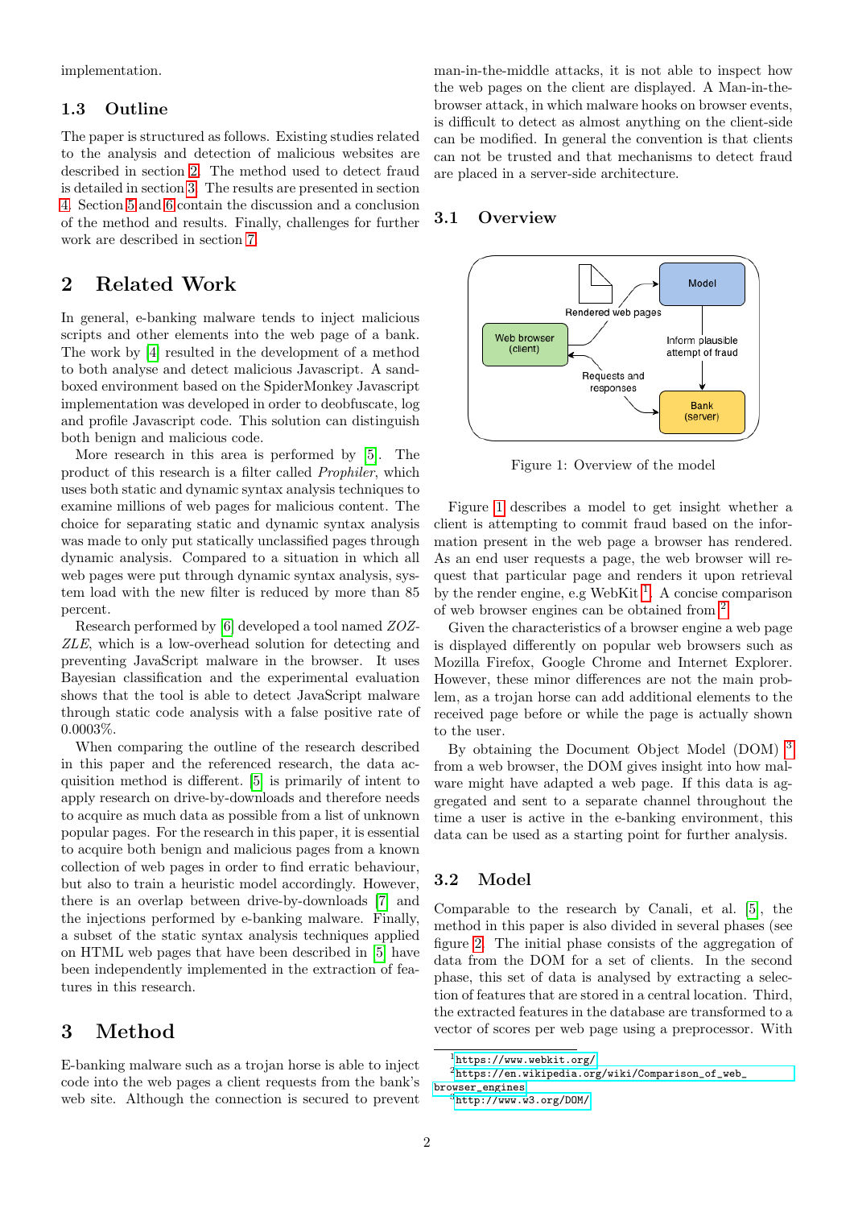implementation.

### 1.3 Outline

The paper is structured as follows. Existing studies related to the analysis and detection of malicious websites are described in section 2. The method used to detect fraud is detailed in section 3. The results are presented in section 4. Section 5 and 6 contain the discussion and a conclusion of the method and results. Finally, challenges for further work are described in section 7.

## 2 Related Work

In general, e-banking malware tends to inject malicious scripts and other elements into the web page of a bank. The work by [4] resulted in the development of a method to both analyse and detect malicious Javascript. A sandboxed environment based on the SpiderMonkey Javascript implementation was developed in order to deobfuscate, log and profile Javascript code. This solution can distinguish both benign and malicious code.

More research in this area is performed by [5]. The product of this research is a filter called *Prophiler*, which uses both static and dynamic syntax analysis techniques to examine millions of web pages for malicious content. The choice for separating static and dynamic syntax analysis was made to only put statically unclassified pages through dynamic analysis. Compared to a situation in which all web pages were put through dynamic syntax analysis, system load with the new filter is reduced by more than 85 percent.

Research performed by [6] developed a tool named *ZOZZLE*, which is a low-overhead solution for detecting and preventing JavaScript malware in the browser. It uses Bayesian classification and the experimental evaluation shows that the tool is able to detect JavaScript malware through static code analysis with a false positive rate of 0.0003%.

When comparing the outline of the research described in this paper and the referenced research, the data acquisition method is different. [5] is primarily of intent to apply research on drive-by-downloads and therefore needs to acquire as much data as possible from a list of unknown popular pages. For the research in this paper, it is essential to acquire both benign and malicious pages from a known collection of web pages in order to find erratic behaviour, but also to train a heuristic model accordingly. However, there is an overlap between drive-by-downloads [7] and the injections performed by e-banking malware. Finally, a subset of the static syntax analysis techniques applied on HTML web pages that have been described in [5] have been independently implemented in the extraction of features in this research.

## 3 Method

E-banking malware such as a trojan horse is able to inject code into the web pages a client requests from the bank's web site. Although the connection is secured to prevent man-in-the-middle attacks, it is not able to inspect how the web pages on the client are displayed. A Man-in-the-browser attack, in which malware hooks on browser events, is difficult to detect as almost anything on the client-side can be modified. In general the convention is that clients can not be trusted and that mechanisms to detect fraud are placed in a server-side architecture.

### 3.1 Overview

Figure 1: Overview of the model

Figure 1 describes a model to get insight whether a client is attempting to commit fraud based on the information present in the web page a browser has rendered. As an end user requests a page, the web browser will request that particular page and renders it upon retrieval by the render engine, e.g WebKit [1]. A concise comparison of web browser engines can be obtained from [2].

Given the characteristics of a browser engine a web page is displayed differently on popular web browsers such as Mozilla Firefox, Google Chrome and Internet Explorer. However, these minor differences are not the main problem, as a trojan horse can add additional elements to the received page before or while the page is actually shown to the user.

By obtaining the Document Object Model (DOM) [3] from a web browser, the DOM gives insight into how malware might have adapted a web page. If this data is aggregated and sent to a separate channel throughout the time a user is active in the e-banking environment, this data can be used as a starting point for further analysis.

### 3.2 Model

Comparable to the research by Canali, et al. [5], the method in this paper is also divided in several phases (see figure 2. The initial phase consists of the aggregation of data from the DOM for a set of clients. In the second phase, this set of data is analysed by extracting a selection of features that are stored in a central location. Third, the extracted features in the database are transformed to a vector of scores per web page using a preprocessor. With

[1] https://www.webkit.org/

[2] https://en.wikipedia.org/wiki/Comparison_of_web_browser_engines

[3] http://www.w3.org/DOM/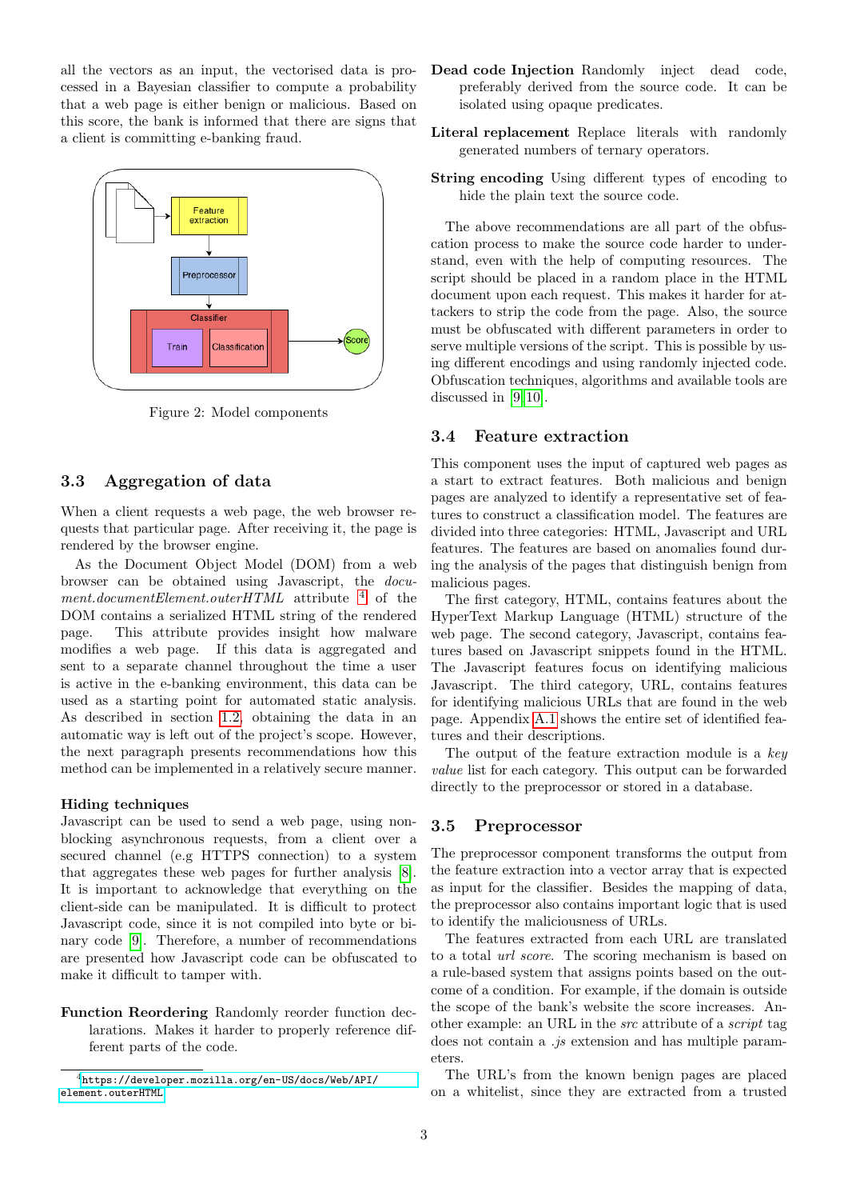all the vectors as an input, the vectorised data is processed in a Bayesian classifier to compute a probability that a web page is either benign or malicious. Based on this score, the bank is informed that there are signs that a client is committing e-banking fraud.

Figure 2: Model components

### 3.3 Aggregation of data

When a client requests a web page, the web browser requests that particular page. After receiving it, the page is rendered by the browser engine.

As the Document Object Model (DOM) from a web browser can be obtained using Javascript, the *document.documentElement.outerHTML* attribute [4] of the DOM contains a serialized HTML string of the rendered page. This attribute provides insight how malware modifies a web page. If this data is aggregated and sent to a separate channel throughout the time a user is active in the e-banking environment, this data can be used as a starting point for automated static analysis. As described in section 1.2, obtaining the data in an automatic way is left out of the project's scope. However, the next paragraph presents recommendations how this method can be implemented in a relatively secure manner.

#### Hiding techniques

Javascript can be used to send a web page, using non-blocking asynchronous requests, from a client over a secured channel (e.g HTTPS connection) to a system that aggregates these web pages for further analysis [8]. It is important to acknowledge that everything on the client-side can be manipulated. It is difficult to protect Javascript code, since it is not compiled into byte or binary code [9]. Therefore, a number of recommendations are presented how Javascript code can be obfuscated to make it difficult to tamper with.

**Function Reordering** Randomly reorder function declarations. Makes it harder to properly reference different parts of the code.

**Dead code Injection** Randomly inject dead code, preferably derived from the source code. It can be isolated using opaque predicates.

**Literal replacement** Replace literals with randomly generated numbers of ternary operators.

**String encoding** Using different types of encoding to hide the plain text the source code.

The above recommendations are all part of the obfuscation process to make the source code harder to understand, even with the help of computing resources. The script should be placed in a random place in the HTML document upon each request. This makes it harder for attackers to strip the code from the page. Also, the source must be obfuscated with different parameters in order to serve multiple versions of the script. This is possible by using different encodings and using randomly injected code. Obfuscation techniques, algorithms and available tools are discussed in [9][10].

### 3.4 Feature extraction

This component uses the input of captured web pages as a start to extract features. Both malicious and benign pages are analyzed to identify a representative set of features to construct a classification model. The features are divided into three categories: HTML, Javascript and URL features. The features are based on anomalies found during the analysis of the pages that distinguish benign from malicious pages.

The first category, HTML, contains features about the HyperText Markup Language (HTML) structure of the web page. The second category, Javascript, contains features based on Javascript snippets found in the HTML page. The Javascript features focus on identifying malicious Javascript. The third category, URL, contains features for identifying malicious URLs that are found in the web page. Appendix A.1 shows the entire set of identified features and their descriptions.

The output of the feature extraction module is a *key value* list for each category. This output can be forwarded directly to the preprocessor or stored in a database.

### 3.5 Preprocessor

The preprocessor component transforms the output from the feature extraction into a vector array that is expected as input for the classifier. Besides the mapping of data, the preprocessor also contains important logic that is used to identify the maliciousness of URLs.

The features extracted from each URL are translated to a total *url score*. The scoring mechanism is based on a rule-based system that assigns points based on the outcome of a condition. For example, if the domain is outside the scope of the bank's website the score increases. Another example: an URL in the *src* attribute of a *script* tag does not contain a *.js* extension and has multiple parameters.

The URL's from the known benign pages are placed on a whitelist, since they are extracted from a trusted

[4] https://developer.mozilla.org/en-US/docs/Web/API/element.outerHTML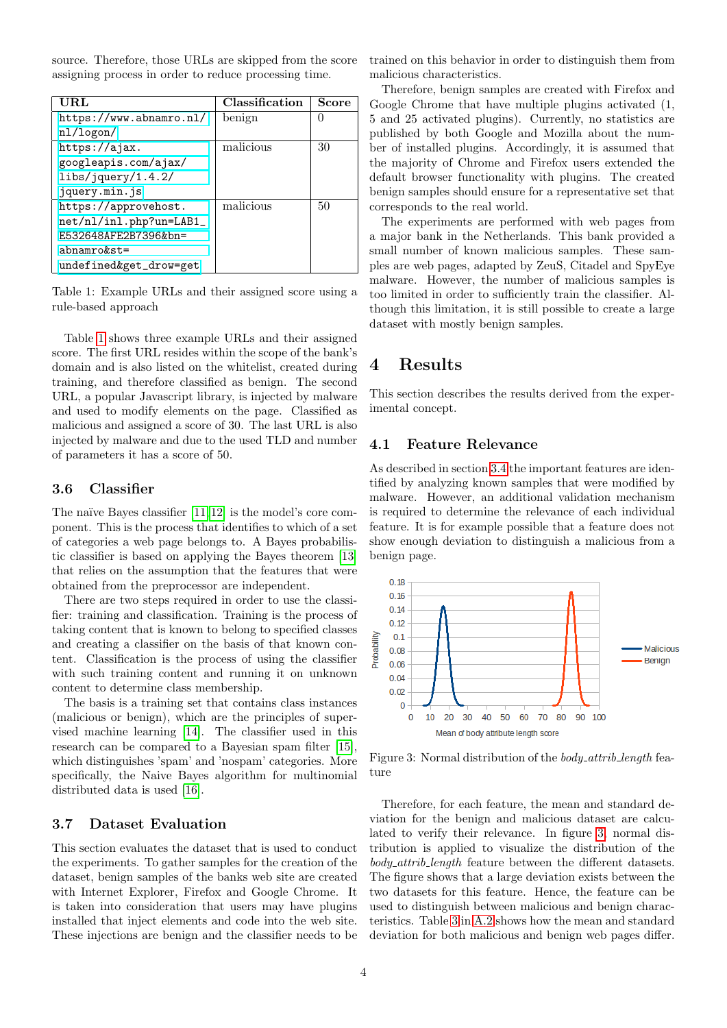source. Therefore, those URLs are skipped from the score assigning process in order to reduce processing time.

| URL | Classification | Score |
|---|---|---|
| https://www.abnamro.nl/nl/logon/ | benign | 0 |
| https://ajax.googleapis.com/ajax/libs/jquery/1.4.2/jquery.min.js | malicious | 30 |
| https://approvehost.net/nl/inl.php?un=LAB1_E532648AFE2B7396&bn=abnamro&st=undefined&get_drow=get | malicious | 50 |

Table 1: Example URLs and their assigned score using a rule-based approach

Table 1 shows three example URLs and their assigned score. The first URL resides within the scope of the bank's domain and is also listed on the whitelist, created during training, and therefore classified as benign. The second URL, a popular Javascript library, is injected by malware and used to modify elements on the page. Classified as malicious and assigned a score of 30. The last URL is also injected by malware and due to the used TLD and number of parameters it has a score of 50.

### 3.6 Classifier

The naïve Bayes classifier [11][12] is the model's core component. This is the process that identifies to which of a set of categories a web page belongs to. A Bayes probabilistic classifier is based on applying the Bayes theorem [13] that relies on the assumption that the features that were obtained from the preprocessor are independent.

There are two steps required in order to use the classifier: training and classification. Training is the process of taking content that is known to belong to specified classes and creating a classifier on the basis of that known content. Classification is the process of using the classifier with such training content and running it on unknown content to determine class membership.

The basis is a training set that contains class instances (malicious or benign), which are the principles of supervised machine learning [14]. The classifier used in this research can be compared to a Bayesian spam filter [15], which distinguishes 'spam' and 'nospam' categories. More specifically, the Naive Bayes algorithm for multinomial distributed data is used [16].

### 3.7 Dataset Evaluation

This section evaluates the dataset that is used to conduct the experiments. To gather samples for the creation of the dataset, benign samples of the banks web site are created with Internet Explorer, Firefox and Google Chrome. It is taken into consideration that users may have plugins installed that inject elements and code into the web site. These injections are benign and the classifier needs to be trained on this behavior in order to distinguish them from malicious characteristics.

Therefore, benign samples are created with Firefox and Google Chrome that have multiple plugins activated (1, 5 and 25 activated plugins). Currently, no statistics are published by both Google and Mozilla about the number of installed plugins. Accordingly, it is assumed that the majority of Chrome and Firefox users extended the default browser functionality with plugins. The created benign samples should ensure for a representative set that corresponds to the real world.

The experiments are performed with web pages from a major bank in the Netherlands. This bank provided a small number of known malicious samples. These samples are web pages, adapted by ZeuS, Citadel and SpyEye malware. However, the number of malicious samples is too limited in order to sufficiently train the classifier. Although this limitation, it is still possible to create a large dataset with mostly benign samples.

## 4 Results

This section describes the results derived from the experimental concept.

### 4.1 Feature Relevance

As described in section 3.4 the important features are identified by analyzing known samples that were modified by malware. However, an additional validation mechanism is required to determine the relevance of each individual feature. It is for example possible that a feature does not show enough deviation to distinguish a malicious from a benign page.

Figure 3: Normal distribution of the *body_attrib_length* feature

Therefore, for each feature, the mean and standard deviation for the benign and malicious dataset are calculated to verify their relevance. In figure 3, normal distribution is applied to visualize the distribution of the *body_attrib_length* feature between the different datasets. The figure shows that a large deviation exists between the two datasets for this feature. Hence, the feature can be used to distinguish between malicious and benign characteristics. Table 3 in A.2 shows how the mean and standard deviation for both malicious and benign web pages differ.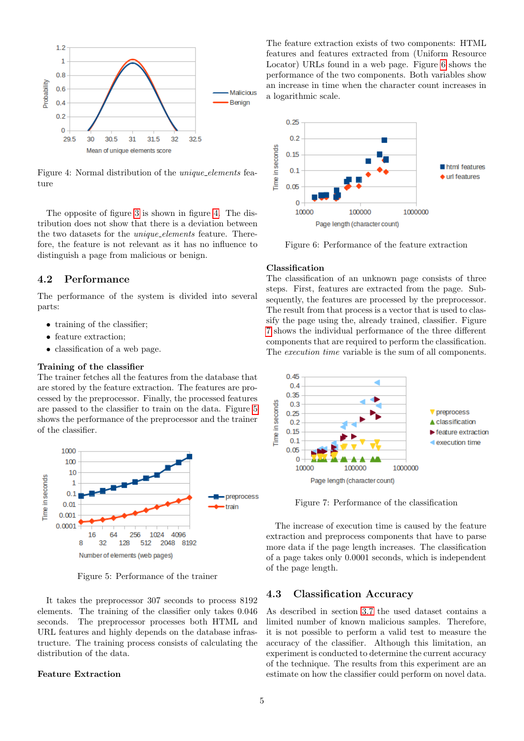Figure 4: Normal distribution of the *unique_elements* feature

The opposite of figure 3 is shown in figure 4. The distribution does not show that there is a deviation between the two datasets for the *unique_elements* feature. Therefore, the feature is not relevant as it has no influence to distinguish a page from malicious or benign.

## 4.2 Performance

The performance of the system is divided into several parts:

- training of the classifier;
- feature extraction;
- classification of a web page.

**Training of the classifier**

The trainer fetches all the features from the database that are stored by the feature extraction. The features are processed by the preprocessor. Finally, the processed features are passed to the classifier to train on the data. Figure 5 shows the performance of the preprocessor and the trainer of the classifier.

Figure 5: Performance of the trainer

It takes the preprocessor 307 seconds to process 8192 elements. The training of the classifier only takes 0.046 seconds. The preprocessor processes both HTML and URL features and highly depends on the database infrastructure. The training process consists of calculating the distribution of the data.

**Feature Extraction**

The feature extraction exists of two components: HTML features and features extracted from (Uniform Resource Locator) URLs found in a web page. Figure 6 shows the performance of the two components. Both variables show an increase in time when the character count increases in a logarithmic scale.

Figure 6: Performance of the feature extraction

**Classification**

The classification of an unknown page consists of three steps. First, features are extracted from the page. Subsequently, the features are processed by the preprocessor. The result from that process is a vector that is used to classify the page using the, already trained, classifier. Figure 7 shows the individual performance of the three different components that are required to perform the classification. The *execution time* variable is the sum of all components.

Figure 7: Performance of the classification

The increase of execution time is caused by the feature extraction and preprocess components that have to parse more data if the page length increases. The classification of a page takes only 0.0001 seconds, which is independent of the page length.

## 4.3 Classification Accuracy

As described in section 3.7 the used dataset contains a limited number of known malicious samples. Therefore, it is not possible to perform a valid test to measure the accuracy of the classifier. Although this limitation, an experiment is conducted to determine the current accuracy of the technique. The results from this experiment are an estimate on how the classifier could perform on novel data.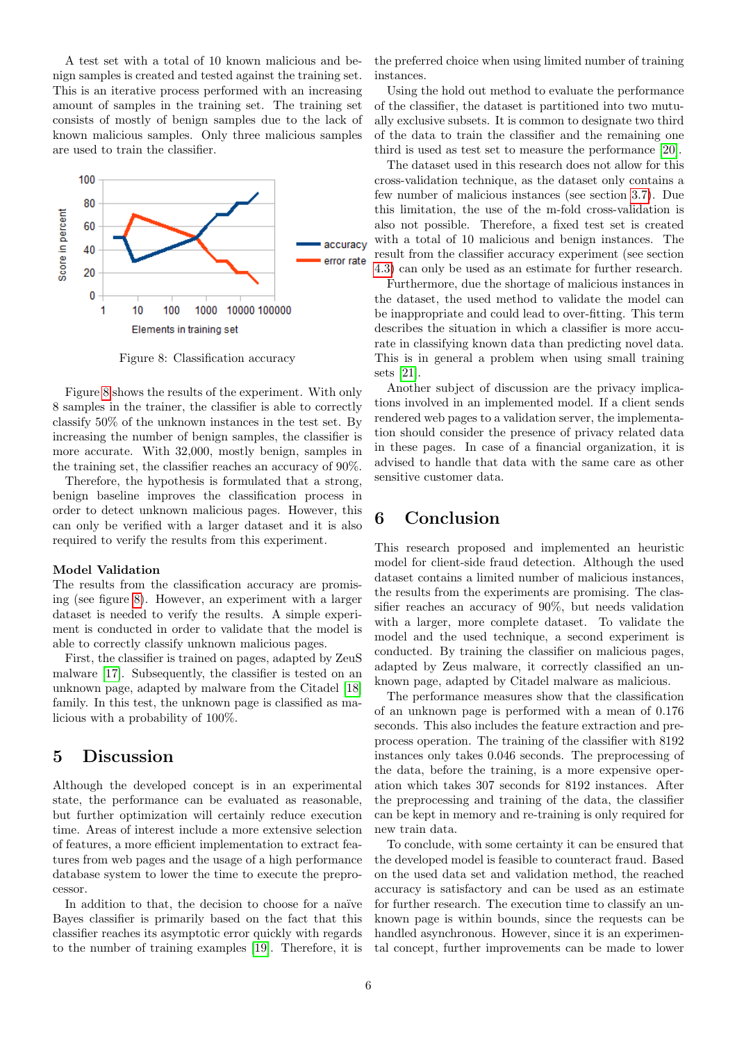A test set with a total of 10 known malicious and benign samples is created and tested against the training set. This is an iterative process performed with an increasing amount of samples in the training set. The training set consists of mostly of benign samples due to the lack of known malicious samples. Only three malicious samples are used to train the classifier.

Figure 8: Classification accuracy

Figure 8 shows the results of the experiment. With only 8 samples in the trainer, the classifier is able to correctly classify 50% of the unknown instances in the test set. By increasing the number of benign samples, the classifier is more accurate. With 32,000, mostly benign, samples in the training set, the classifier reaches an accuracy of 90%.

Therefore, the hypothesis is formulated that a strong, benign baseline improves the classification process in order to detect unknown malicious pages. However, this can only be verified with a larger dataset and it is also required to verify the results from this experiment.

**Model Validation**

The results from the classification accuracy are promising (see figure 8). However, an experiment with a larger dataset is needed to verify the results. A simple experiment is conducted in order to validate that the model is able to correctly classify unknown malicious pages.

First, the classifier is trained on pages, adapted by ZeuS malware [17]. Subsequently, the classifier is tested on an unknown page, adapted by malware from the Citadel [18] family. In this test, the unknown page is classified as malicious with a probability of 100%.

# 5 Discussion

Although the developed concept is in an experimental state, the performance can be evaluated as reasonable, but further optimization will certainly reduce execution time. Areas of interest include a more extensive selection of features, a more efficient implementation to extract features from web pages and the usage of a high performance database system to lower the time to execute the preprocessor.

In addition to that, the decision to choose for a naïve Bayes classifier is primarily based on the fact that this classifier reaches its asymptotic error quickly with regards to the number of training examples [19]. Therefore, it is the preferred choice when using limited number of training instances.

Using the hold out method to evaluate the performance of the classifier, the dataset is partitioned into two mutually exclusive subsets. It is common to designate two third of the data to train the classifier and the remaining one third is used as test set to measure the performance [20].

The dataset used in this research does not allow for this cross-validation technique, as the dataset only contains a few number of malicious instances (see section 3.7). Due this limitation, the use of the m-fold cross-validation is also not possible. Therefore, a fixed test set is created with a total of 10 malicious and benign instances. The result from the classifier accuracy experiment (see section 4.3) can only be used as an estimate for further research.

Furthermore, due the shortage of malicious instances in the dataset, the used method to validate the model can be inappropriate and could lead to over-fitting. This term describes the situation in which a classifier is more accurate in classifying known data than predicting novel data. This is in general a problem when using small training sets [21].

Another subject of discussion are the privacy implications involved in an implemented model. If a client sends rendered web pages to a validation server, the implementation should consider the presence of privacy related data in these pages. In case of a financial organization, it is advised to handle that data with the same care as other sensitive customer data.

# 6 Conclusion

This research proposed and implemented an heuristic model for client-side fraud detection. Although the used dataset contains a limited number of malicious instances, the results from the experiments are promising. The classifier reaches an accuracy of 90%, but needs validation with a larger, more complete dataset. To validate the model and the used technique, a second experiment is conducted. By training the classifier on malicious pages, adapted by Zeus malware, it correctly classified an unknown page, adapted by Citadel malware as malicious.

The performance measures show that the classification of an unknown page is performed with a mean of 0.176 seconds. This also includes the feature extraction and preprocess operation. The training of the classifier with 8192 instances only takes 0.046 seconds. The preprocessing of the data, before the training, is a more expensive operation which takes 307 seconds for 8192 instances. After the preprocessing and training of the data, the classifier can be kept in memory and re-training is only required for new train data.

To conclude, with some certainty it can be ensured that the developed model is feasible to counteract fraud. Based on the used data set and validation method, the reached accuracy is satisfactory and can be used as an estimate for further research. The execution time to classify an unknown page is within bounds, since the requests can be handled asynchronous. However, since it is an experimental concept, further improvements can be made to lower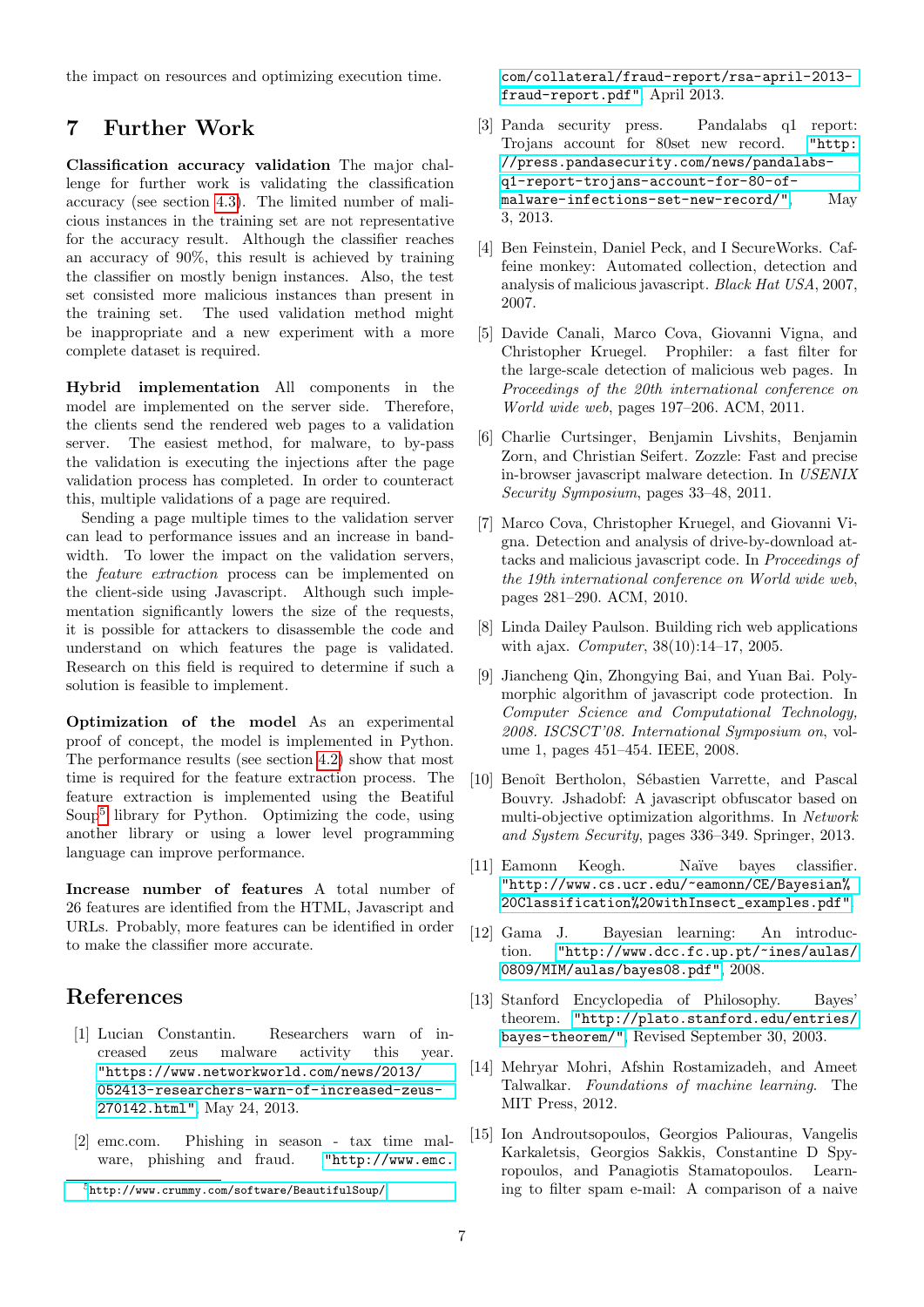the impact on resources and optimizing execution time.

# 7 Further Work

**Classification accuracy validation** The major challenge for further work is validating the classification accuracy (see section 4.3). The limited number of malicious instances in the training set are not representative for the accuracy result. Although the classifier reaches an accuracy of 90%, this result is achieved by training the classifier on mostly benign instances. Also, the test set consisted more malicious instances than present in the training set. The used validation method might be inappropriate and a new experiment with a more complete dataset is required.

**Hybrid implementation** All components in the model are implemented on the server side. Therefore, the clients send the rendered web pages to a validation server. The easiest method, for malware, to by-pass the validation is executing the injections after the page validation process has completed. In order to counteract this, multiple validations of a page are required.

Sending a page multiple times to the validation server can lead to performance issues and an increase in bandwidth. To lower the impact on the validation servers, the *feature extraction* process can be implemented on the client-side using Javascript. Although such implementation significantly lowers the size of the requests, it is possible for attackers to disassemble the code and understand on which features the page is validated. Research on this field is required to determine if such a solution is feasible to implement.

**Optimization of the model** As an experimental proof of concept, the model is implemented in Python. The performance results (see section 4.2) show that most time is required for the feature extraction process. The feature extraction is implemented using the Beatiful Soup[5] library for Python. Optimizing the code, using another library or using a lower level programming language can improve performance.

**Increase number of features** A total number of 26 features are identified from the HTML, Javascript and URLs. Probably, more features can be identified in order to make the classifier more accurate.

[5] http://www.crummy.com/software/BeautifulSoup/

# References

[1] Lucian Constantin. Researchers warn of increased zeus malware activity this year. "https://www.networkworld.com/news/2013/052413-researchers-warn-of-increased-zeus-270142.html", May 24, 2013.

[2] emc.com. Phishing in season - tax time malware, phishing and fraud. "http://www.emc.com/collateral/fraud-report/rsa-april-2013-fraud-report.pdf", April 2013.

[3] Panda security press. Pandalabs q1 report: Trojans account for 80set new record. "http://press.pandasecurity.com/news/pandalabs-q1-report-trojans-account-for-80-of-malware-infections-set-new-record/", May 3, 2013.

[4] Ben Feinstein, Daniel Peck, and I SecureWorks. Caffeine monkey: Automated collection, detection and analysis of malicious javascript. *Black Hat USA*, 2007, 2007.

[5] Davide Canali, Marco Cova, Giovanni Vigna, and Christopher Kruegel. Prophiler: a fast filter for the large-scale detection of malicious web pages. In *Proceedings of the 20th international conference on World wide web*, pages 197–206. ACM, 2011.

[6] Charlie Curtsinger, Benjamin Livshits, Benjamin Zorn, and Christian Seifert. Zozzle: Fast and precise in-browser javascript malware detection. In *USENIX Security Symposium*, pages 33–48, 2011.

[7] Marco Cova, Christopher Kruegel, and Giovanni Vigna. Detection and analysis of drive-by-download attacks and malicious javascript code. In *Proceedings of the 19th international conference on World wide web*, pages 281–290. ACM, 2010.

[8] Linda Dailey Paulson. Building rich web applications with ajax. *Computer*, 38(10):14–17, 2005.

[9] Jiancheng Qin, Zhongying Bai, and Yuan Bai. Polymorphic algorithm of javascript code protection. In *Computer Science and Computational Technology, 2008. ISCSCT'08. International Symposium on*, volume 1, pages 451–454. IEEE, 2008.

[10] Benoît Bertholon, Sébastien Varrette, and Pascal Bouvry. Jshadobf: A javascript obfuscator based on multi-objective optimization algorithms. In *Network and System Security*, pages 336–349. Springer, 2013.

[11] Eamonn Keogh. Naïve bayes classifier. "http://www.cs.ucr.edu/~eamonn/CE/Bayesian%20Classification%20withInsect_examples.pdf".

[12] Gama J. Bayesian learning: An introduction. "http://www.dcc.fc.up.pt/~ines/aulas/0809/MIM/aulas/bayes08.pdf", 2008.

[13] Stanford Encyclopedia of Philosophy. Bayes' theorem. "http://plato.stanford.edu/entries/bayes-theorem/", Revised September 30, 2003.

[14] Mehryar Mohri, Afshin Rostamizadeh, and Ameet Talwalkar. *Foundations of machine learning*. The MIT Press, 2012.

[15] Ion Androutsopoulos, Georgios Paliouras, Vangelis Karkaletsis, Georgios Sakkis, Constantine D Spyropoulos, and Panagiotis Stamatopoulos. Learning to filter spam e-mail: A comparison of a naive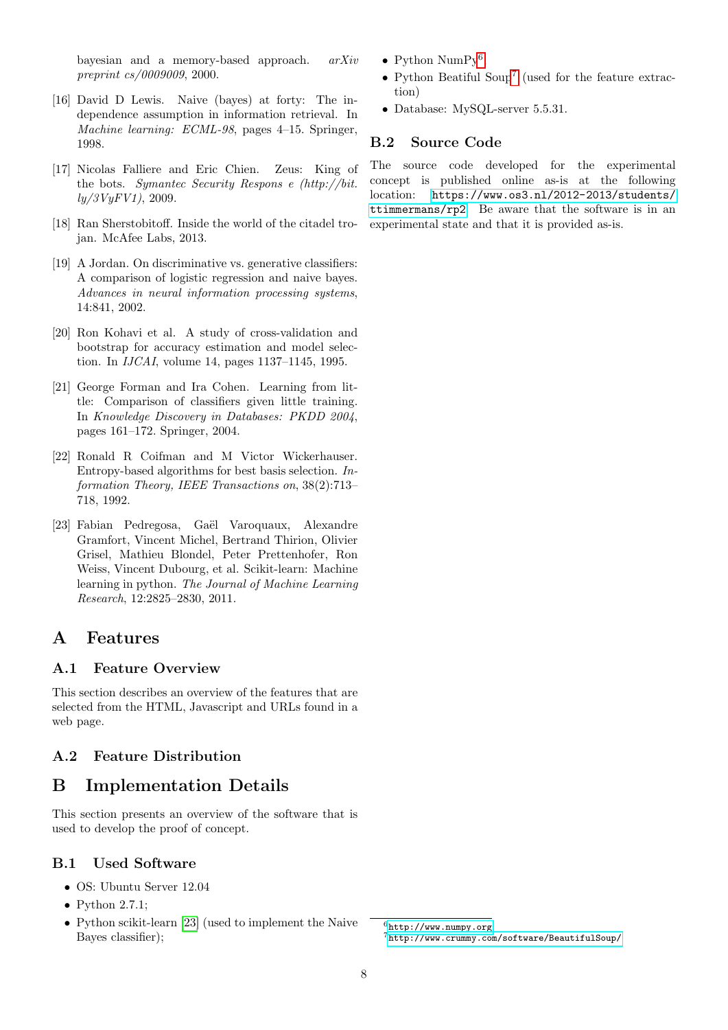bayesian and a memory-based approach. *arXiv preprint cs/0009009*, 2000.

[16] David D Lewis. Naive (bayes) at forty: The independence assumption in information retrieval. In *Machine learning: ECML-98*, pages 4–15. Springer, 1998.

[17] Nicolas Falliere and Eric Chien. Zeus: King of the bots. *Symantec Security Respons e (http://bit.ly/3VyFV1)*, 2009.

[18] Ran Sherstobitoff. Inside the world of the citadel trojan. McAfee Labs, 2013.

[19] A Jordan. On discriminative vs. generative classifiers: A comparison of logistic regression and naive bayes. *Advances in neural information processing systems*, 14:841, 2002.

[20] Ron Kohavi et al. A study of cross-validation and bootstrap for accuracy estimation and model selection. In *IJCAI*, volume 14, pages 1137–1145, 1995.

[21] George Forman and Ira Cohen. Learning from little: Comparison of classifiers given little training. In *Knowledge Discovery in Databases: PKDD 2004*, pages 161–172. Springer, 2004.

[22] Ronald R Coifman and M Victor Wickerhauser. Entropy-based algorithms for best basis selection. *Information Theory, IEEE Transactions on*, 38(2):713–718, 1992.

[23] Fabian Pedregosa, Gaël Varoquaux, Alexandre Gramfort, Vincent Michel, Bertrand Thirion, Olivier Grisel, Mathieu Blondel, Peter Prettenhofer, Ron Weiss, Vincent Dubourg, et al. Scikit-learn: Machine learning in python. *The Journal of Machine Learning Research*, 12:2825–2830, 2011.

# A Features

## A.1 Feature Overview

This section describes an overview of the features that are selected from the HTML, Javascript and URLs found in a web page.

## A.2 Feature Distribution

# B Implementation Details

This section presents an overview of the software that is used to develop the proof of concept.

## B.1 Used Software

- OS: Ubuntu Server 12.04
- Python 2.7.1;
- Python scikit-learn [23] (used to implement the Naive Bayes classifier);
- Python NumPy[6]
- Python Beatiful Soup[7] (used for the feature extraction)
- Database: MySQL-server 5.5.31.

## B.2 Source Code

The source code developed for the experimental concept is published online as-is at the following location: `https://www.os3.nl/2012-2013/students/ttimmermans/rp2`. Be aware that the software is in an experimental state and that it is provided as-is.

[6] http://www.numpy.org

[7] http://www.crummy.com/software/BeautifulSoup/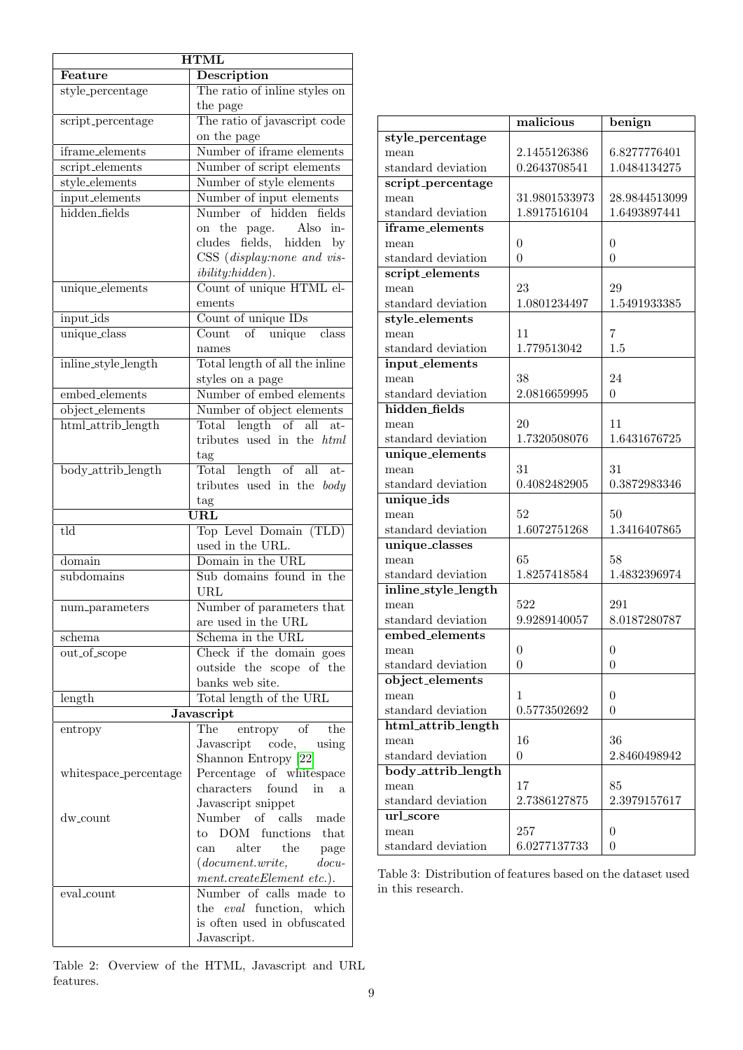| HTML | |
|---|---|
| **Feature** | **Description** |
| style_percentage | The ratio of inline styles on the page |
| script_percentage | The ratio of javascript code on the page |
| iframe_elements | Number of iframe elements |
| script_elements | Number of script elements |
| style_elements | Number of style elements |
| input_elements | Number of input elements |
| hidden_fields | Number of hidden fields on the page. Also includes fields, hidden by CSS (*display:none and visibility:hidden*). |
| unique_elements | Count of unique HTML elements |
| input_ids | Count of unique IDs |
| unique_class | Count of unique class names |
| inline_style_length | Total length of all the inline styles on a page |
| embed_elements | Number of embed elements |
| object_elements | Number of object elements |
| html_attrib_length | Total length of all attributes used in the *html* tag |
| body_attrib_length | Total length of all attributes used in the *body* tag |
| **URL** | |
| tld | Top Level Domain (TLD) used in the URL. |
| domain | Domain in the URL |
| subdomains | Sub domains found in the URL |
| num_parameters | Number of parameters that are used in the URL |
| schema | Schema in the URL |
| out_of_scope | Check if the domain goes outside the scope of the banks web site. |
| length | Total length of the URL |
| **Javascript** | |
| entropy | The entropy of the Javascript code, using Shannon Entropy [22] |
| whitespace_percentage | Percentage of whitespace characters found in a Javascript snippet |
| dw_count | Number of calls made to DOM functions that can alter the page (*document.write, document.createElement etc.*). |
| eval_count | Number of calls made to the *eval* function, which is often used in obfuscated Javascript. |

Table 2: Overview of the HTML, Javascript and URL features.

| | **malicious** | **benign** |
|---|---|---|
| **style_percentage** | | |
| mean | 2.1455126386 | 6.8277776401 |
| standard deviation | 0.2643708541 | 1.0484134275 |
| **script_percentage** | | |
| mean | 31.9801533973 | 28.9844513099 |
| standard deviation | 1.8917516104 | 1.6493897441 |
| **iframe_elements** | | |
| mean | 0 | 0 |
| standard deviation | 0 | 0 |
| **script_elements** | | |
| mean | 23 | 29 |
| standard deviation | 1.0801234497 | 1.5491933385 |
| **style_elements** | | |
| mean | 11 | 7 |
| standard deviation | 1.779513042 | 1.5 |
| **input_elements** | | |
| mean | 38 | 24 |
| standard deviation | 2.0816659995 | 0 |
| **hidden_fields** | | |
| mean | 20 | 11 |
| standard deviation | 1.7320508076 | 1.6431676725 |
| **unique_elements** | | |
| mean | 31 | 31 |
| standard deviation | 0.4082482905 | 0.3872983346 |
| **unique_ids** | | |
| mean | 52 | 50 |
| standard deviation | 1.6072751268 | 1.3416407865 |
| **unique_classes** | | |
| mean | 65 | 58 |
| standard deviation | 1.8257418584 | 1.4832396974 |
| **inline_style_length** | | |
| mean | 522 | 291 |
| standard deviation | 9.9289140057 | 8.0187280787 |
| **embed_elements** | | |
| mean | 0 | 0 |
| standard deviation | 0 | 0 |
| **object_elements** | | |
| mean | 1 | 0 |
| standard deviation | 0.5773502692 | 0 |
| **html_attrib_length** | | |
| mean | 16 | 36 |
| standard deviation | 0 | 2.8460498942 |
| **body_attrib_length** | | |
| mean | 17 | 85 |
| standard deviation | 2.7386127875 | 2.3979157617 |
| **url_score** | | |
| mean | 257 | 0 |
| standard deviation | 6.0277137733 | 0 |

Table 3: Distribution of features based on the dataset used in this research.